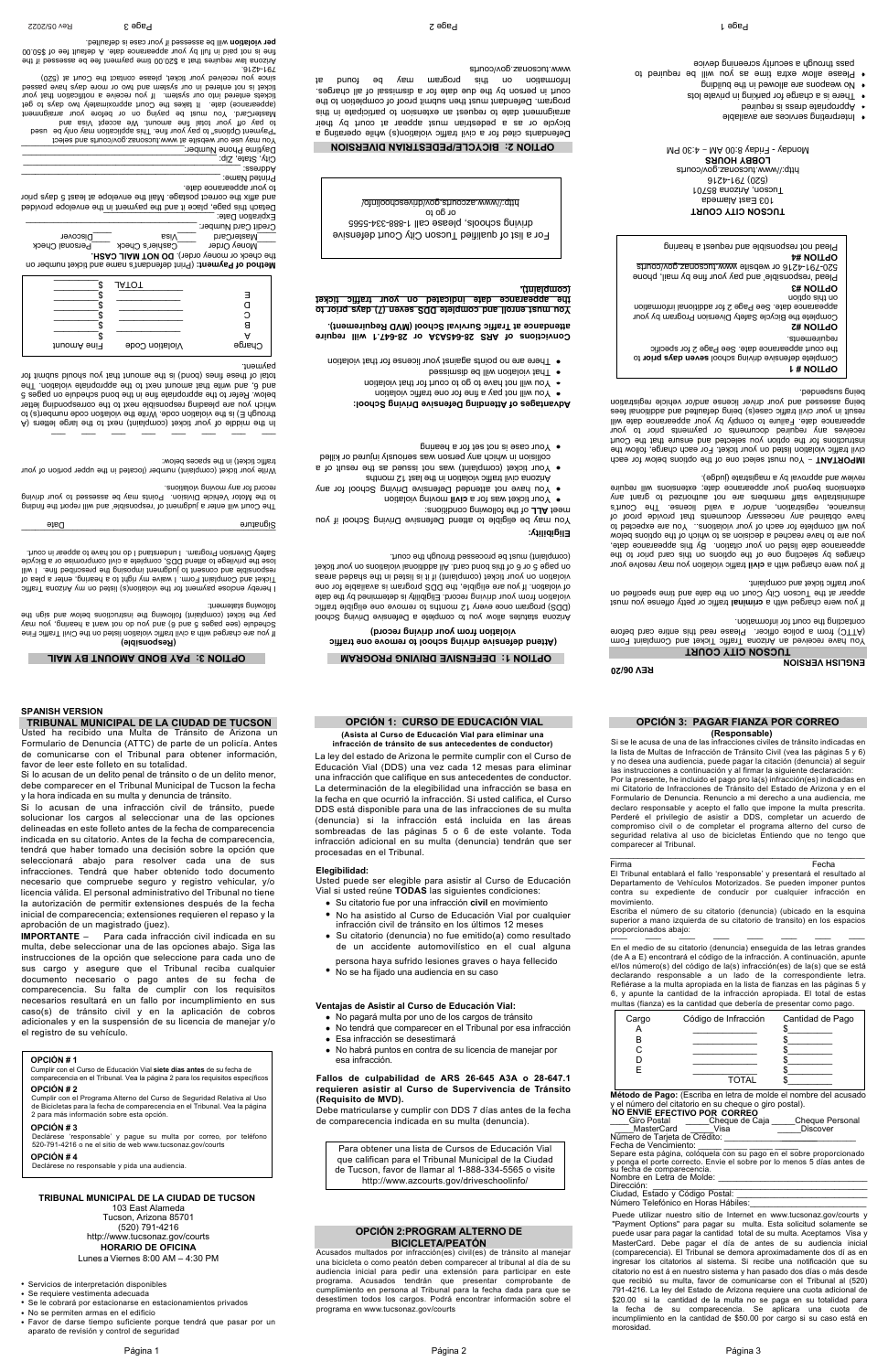**ENGLISH VERSION**

**REV 06/20**

## TUCSON CITY COURT

You have received an Arizona Traffic Ticket and Complaint Form (ATTC) from a police officer. Please read this entire card before contacting the court for information.

If you were charged with a **criminal** traffic or petty offense you must appear at the Tucson City Court on the date and time specified on your traffic ticket and complaint.

If you were charged with a **civil** traffic violation you may resolve your charges by selecting one of the options on this card prior to the appearance date listed on your citation. By this appearance date, you are to have reached a decision as to which of the options below you will complete for each of your violations. You are expected to have obtained any necessary documents that provide proof of insurance, registration, and/or a valid license. The Court's administrative staff members are not authorized to grant any extensions beyond your appearance date; extensions will require review and approval by a magistrate (judge).

**IMPORTANT** – You must select one of the options below for each civil traffic violation listed on your ticket. For each charge, follow the instructions for the option you selected and ensure that the Court receives any required documents or payments prior to your appearance date. Failure to comply by your appearance date will result in your civil traffic case(s) being defaulted and additional fees being assessed and your driver license and/or vehicle registration being suspended.

**OPTION # 1**
Complete defensive driving school **seven days prior** to the court appearance date. See Page 2 for specific requirements.

**OPTION #2**
Complete the Bicycle Safety Diversion Program by your appearance date. See Page 2 for additional information on this option

**OPTION #3**
Plead responsible and pay your fine by mail, phone 520-791-4216 or website www.tucsonaz.gov/courts

**OPTION #4**
Plead not responsible and request a hearing

**TUCSON CITY COURT**
103 East Alameda
Tucson, Arizona 85701
(520) 791-4216
http://www.tucsonaz.gov/courts
**LOBBY HOURS**
Monday - Friday 8:00 AM – 4:30 PM

- Interpreting services are available
- Appropriate dress is required
- There is a charge for parking in private lots
- No weapons are allowed in the building
- Please allow extra time as you will be required to pass through a security screening device

## OPTION 1: DEFENSIVE DRIVING PROGRAM

**(Attend defensive driving school to remove one traffic violation from your driving record)**

Arizona statutes allow you to complete a Defensive Driving School (DDS) program once every 12 months to remove one eligible traffic violation from your driving record. Eligibility is determined by the date of violation. If you are eligible, the DDS program is available for one violation on your ticket (complaint) if it is listed in the shaded areas on page 5 or 6 of this bond card. All additional violations on your ticket (complaint) must be processed through the court.

**Eligibility:**

You may be eligible to attend Defensive Driving School if you meet **ALL** of the following conditions:

- Your ticket was for a **civil** moving violation
- You have not attended Defensive Driving School for any Arizona civil traffic violation in the last 12 months
- Your ticket (complaint) was not issued as the result of a collision in which any person was seriously injured or killed
- Your case is not set for a hearing

**Advantages of Attending Defensive Driving School:**

- You will not pay a fine for one traffic violation
- You will not have to go to court for that violation
- That violation will be dismissed
- There are no points against your license for that violation

**Convictions of ARS 28-645A3A or 28-647.1 will require attendance at Traffic Survival School (MVD Requirement).**

**You must enroll and complete DDS seven (7) days prior to the appearance date indicated on your traffic ticket (complaint).**

For a list of qualified Tucson City Court defensive driving schools, please call 1-888-334-5565 or go to http://www.azcourts.gov/driveschoolinfo/

## OPTION 2: BICYCLE/PEDESTRIAN DIVERSION

Defendants cited for a civil traffic violation(s) while operating a bicycle or as a pedestrian must appear at court by their arraignment date to request an extension to participate in this program. Defendant must then submit proof of completion to the court in person by the due date for a dismissal of all charges. Information on this program may be found at www.tucsonaz.gov/courts

## OPTION 3: PAY BOND AMOUNT BY MAIL

**(Responsible)**

If you are charged with a civil traffic violation listed on the Civil Traffic Fine Schedule (see pages 5 and 6) and you do not want a hearing, you may pay the ticket (complaint) following the instructions below and sign the following statement:

I hereby enclose payment for the violation(s) listed on my Arizona Traffic Ticket and Complaint Form. I waive my right to a hearing, enter a plea of responsible and consent to judgment imposing the prescribed fine. I will lose the privilege to attend DDS, complete a civil compromise or a Bicycle Safety Diversion Program. I understand I do not have to appear in court.

Signature ______________________ Date ________

The Court will enter a judgment of responsible and will report the finding to the Motor Vehicle Division. Points may be assessed to your driving record for any moving violations.

Write your ticket (complaint) number (located in the upper portion of your traffic ticket) in the spaces below:

___ ___ ___ ___ ___ ___ ___ ___ ___ ___

In the middle of your ticket (complaint) next to the large letters (A through E) is the violation code. Write the violation code number(s) to which you are pleading responsible next to the corresponding letter below. Refer to the printed fine schedule in the bond schedule on pages 5 and 6, and write the amount next to the appropriate violation. The total of these fines (bond) is the amount that you should submit for payment.

| Charge | Violation Code | Fine Amount |
|---|---|---|
| A | ________ | $________ |
| B | ________ | $________ |
| C | ________ | $________ |
| D | ________ | $________ |
| E | ________ | $________ |
| | TOTAL | $________ |

**Method of Payment:** (Print defendant's name and ticket number on the check or money order) **DO NOT MAIL CASH.**
___Money Order ___Cashier's Check ___Personal Check
___MasterCard ___Visa ___Discover
Credit Card Number: ______________________
Expiration Date: ______________________
Detach this page, place it and the payment in the envelope provided and affix the correct postage. Mail the envelope at least 5 days prior to your appearance date.
Printed Name: ______________________
Address: ______________________
City, State, Zip: ______________________
Daytime Phone Number: ______________________

You may use our website at www.tucsonaz.gov/courts and select "Payment Options" to pay your fine. This application may only be used to pay off your total fine amount. We accept Visa and MasterCard. You must be paying on or before your arraignment (appearance) date. It takes the Court approximately two days to get tickets entered into our system. If you receive a notification that your ticket is not entered in our system and two or more days have passed since you received your ticket, please contact the Court at (520) 791-4216.

Arizona law requires that a $20.00 time payment fee be assessed if the fine is not paid in full by your appearance date. A default fee of $50.00 **per violation** will be assessed if your case is defaulted.

---

**SPANISH VERSION**

## TRIBUNAL MUNICIPAL DE LA CIUDAD DE TUCSON

Usted ha recibido una Multa de Tránsito de Arizona un Formulario de Denuncia (ATTC) de parte de un policía. Antes de comunicarse con el Tribunal para obtener información, favor de leer este folleto en su totalidad.

Si lo acusan de un delito penal de tránsito o de un delito menor, debe comparecer en el Tribunal Municipal de Tucson la fecha y la hora indicada en su multa y denuncia de tránsito.

Si lo acusan de una infracción civil de tránsito, puede solucionar los cargos al seleccionar una de las opciones delineadas en este folleto antes de la fecha de comparecencia indicada en su citatorio. Antes de la fecha de comparecencia, tendrá que haber tomado una decisión sobre la opción que seleccionará abajo para resolver cada una de sus infracciones. Tendrá que haber obtenido todo documento necesario que compruebe seguro y registro vehicular, y/o licencia válida. El personal administrativo del Tribunal no tiene la autorización de permitir extensiones después de la fecha inicial de comparecencia; extensiones requieren el repaso y la aprobación de un magistrado (juez).

**IMPORTANTE** – Para cada infracción civil indicada en su multa, debe seleccionar una de las opciones abajo. Siga las instrucciones de la opción que seleccione para cada uno de sus cargos y asegure que el Tribunal reciba cualquier documento necesario o pago antes de su fecha de comparecencia. Su falta de cumplir con los requisitos necesarios resultará en un fallo por incumplimiento en sus caso(s) de tránsito civil y en la aplicación de cobros adicionales y en la suspensión de su licencia de manejar y/o el registro de su vehículo.

**OPCIÓN # 1**
Cumplir con el Curso de Educación Vial **siete días antes** de su fecha de comparecencia en el Tribunal. Vea la página 2 para los requisitos específicos

**OPCIÓN # 2**
Cumplir con el Programa Alterno del Curso de Seguridad Relativa al Uso de Bicicletas para la fecha de comparecencia en el Tribunal. Vea la página 2 para más información sobre esta opción.

**OPCIÓN # 3**
Declárese 'responsable' y pague su multa por correo, por teléfono 520-791-4216 o en el sitio de web www.tucsonaz.gov/courts

**OPCIÓN # 4**
Declárese no responsable y pida una audiencia.

**TRIBUNAL MUNICIPAL DE LA CIUDAD DE TUCSON**
103 East Alameda
Tucson, Arizona 85701
(520) 791-4216
http://www.tucsonaz.gov/courts
**HORARIO DE OFICINA**
Lunes a Viernes 8:00 AM – 4:30 PM

- Servicios de interpretación disponibles
- Se requiere vestimenta adecuada
- Se le cobrará por estacionarse en estacionamientos privados
- No se permiten armas en el edificio
- Favor de darse tiempo suficiente porque tendrá que pasar por un aparato de revisión y control de seguridad

## OPCIÓN 1: CURSO DE EDUCACIÓN VIAL

**(Asista al Curso de Educación Vial para eliminar una infracción de tránsito de sus antecedentes de conductor)**

La ley del estado de Arizona le permite cumplir con el Curso de Educación Vial (DDS) una vez cada 12 meses para eliminar una infracción que califique en sus antecedentes de conductor. La determinación de la elegibilidad una infracción se basa en la fecha en que ocurrió la infracción. Si usted califica, el Curso DDS está disponible para una de las infracciones de su multa (denuncia) si la infracción está incluida en las áreas sombreadas de las páginas 5 o 6 de este volante. Toda infracción adicional en su multa (denuncia) tendrán que ser procesadas en el Tribunal.

**Elegibilidad:**

Usted puede ser elegible para asistir al Curso de Educación Vial si usted reúne **TODAS** las siguientes condiciones:

- Su citatorio fue por una infracción **civil** en movimiento
- No ha asistido al Curso de Educación Vial por cualquier infracción civil de tránsito en los últimos 12 meses
- Su citatorio (denuncia) no fue emitido(a) como resultado de un accidente automovilístico en el cual alguna persona haya sufrido lesiones graves o haya fallecido
- No se ha fijado una audiencia en su caso

**Ventajas de Asistir al Curso de Educación Vial:**

- No pagará multa por uno de los cargos de tránsito
- No tendrá que comparecer en el Tribunal por esa infracción
- Esa infracción se desestimará
- No habrá puntos en contra de su licencia de manejar por esa infracción.

**Fallos de culpabilidad de ARS 26-645 A3A o 28-647.1 requieren asistir al Curso de Supervivencia de Tránsito (Requisito de MVD).**

Debe matricularse y cumplir con DDS 7 días antes de la fecha de comparecencia indicada en su multa (denuncia).

Para obtener una lista de Cursos de Educación Vial que califican para el Tribunal Municipal de la Ciudad de Tucson, favor de llamar al 1-888-334-5565 o visite http://www.azcourts.gov/driveschoolinfo/

## OPCIÓN 2:PROGRAM ALTERNO DE BICICLETA/PEATÓN

Acusados multados por infracción(es) civil(es) de tránsito al manejar una bicicleta o como peatón deben comparecer al tribunal al día de su audiencia inicial para pedir una extensión para participar en este programa. Acusados tendrán que presentar comprobante de cumplimiento en persona al Tribunal para la fecha dada para que se desestimen todos los cargos. Podrá encontrar más información sobre el programa en www.tucsonaz.gov/courts

## OPCIÓN 3: PAGAR FIANZA POR CORREO

**(Responsable)**

Si se le acusa de una de las infracciones civiles de tránsito indicadas en la lista de Multas de Infracción de Tránsito Civil (vea las páginas 5 y 6) y no desea una audiencia, puede pagar la citación (denuncia) al seguir las instrucciones a continuación y al firmar la siguiente declaración:

Por la presente, he incluido el pago por la(s) infracción(es) indicadas en mi Citatorio de Infracciones de Tránsito del Estado de Arizona y en el Formulario de Denuncia. Renuncio a mi derecho a una audiencia, me declaro responsable y acepto el fallo que impone la multa prescrita. Perderé el privilegio de asistir a DDS, completar un acuerdo de compromiso civil o de completar el programa alterno del curso de seguridad relativa al uso de bicicletas Entiendo que no tengo que comparecer al Tribunal.

Firma ______________________ Fecha ________

El Tribunal entablará el fallo 'responsable' y presentará el resultado al Departamento de Vehículos Motorizados. Se pueden imponer puntos contra su expediente de conducir por cualquier infracción en movimiento.

Escriba el número de su citatorio (denuncia) (ubicado en la esquina superior a mano izquierda de su citatorio de tránsito) en los espacios proporcionados abajo:

___ ___ ___ ___ ___ ___ ___ ___ ___ ___

En el medio de su citatorio (denuncia) enseguida de las letras grandes (de A a E) encontrará el código de la infracción. A continuación, apunte el/los número(s) del código de la(s) infracción(es) de la(s) que se está declarando responsable a un lado de la correspondiente letra. Refiérase a la multa apropiada en la lista de Fianzas en las páginas 5 y 6, y apunte la cantidad de la infracción apropiada. El total de estas multas (fianza) es la cantidad que debería de presentar como pago.

| Cargo | Código de Infracción | Cantidad de Pago |
|---|---|---|
| A | ________ | $________ |
| B | ________ | $________ |
| C | ________ | $________ |
| D | ________ | $________ |
| E | ________ | $________ |
| | TOTAL | $________ |

**Método de Pago:** (Escriba en letra de molde el nombre del acusado y el número del citatorio en su cheque o giro postal).
**NO ENVIE EFECTIVO POR CORREO**
____Giro Postal ____Cheque de Caja ____Cheque Personal
____MasterCard ____Visa ____Discover
Número de Tarjeta de Crédito: ______________________
Fecha de Vencimiento: ______________________
Separe esta página, colóquela con su pago en el sobre proporcionado y ponga el porte correcto. Envíe el sobre por lo menos 5 días antes de su fecha de comparecencia.
Nombre en Letra de Molde: ______________________
Dirección: ______________________
Ciudad, Estado y Código Postal: ______________________
Número Telefónico en Horas Hábiles: ______________________

Puede utilizar nuestro sitio de Internet en www.tucsonaz.gov/courts y "Payment Options" para pagar su multa. Esta solicitud solamente se puede usar para pagar la cantidad total de su multa. Aceptamos Visa y MasterCard. Debe pagar el día de antes de su audiencia inicial (comparecencia). El Tribunal se demora aproximadamente dos días en ingresar los citatorios al sistema. Si recibe una notificación que su citatorio no está en nuestro sistema y han pasado dos días o más desde que recibió su multa, favor de comunicarse con el Tribunal al (520) 791-4216. La ley del Estado de Arizona requiere una cuota adicional de $20.00 si la cantidad de la multa no se paga en su totalidad para la fecha de su comparecencia. Se aplicara una cuota de incumplimiento en la cantidad de $50.00 por cargo si su caso está en morosidad.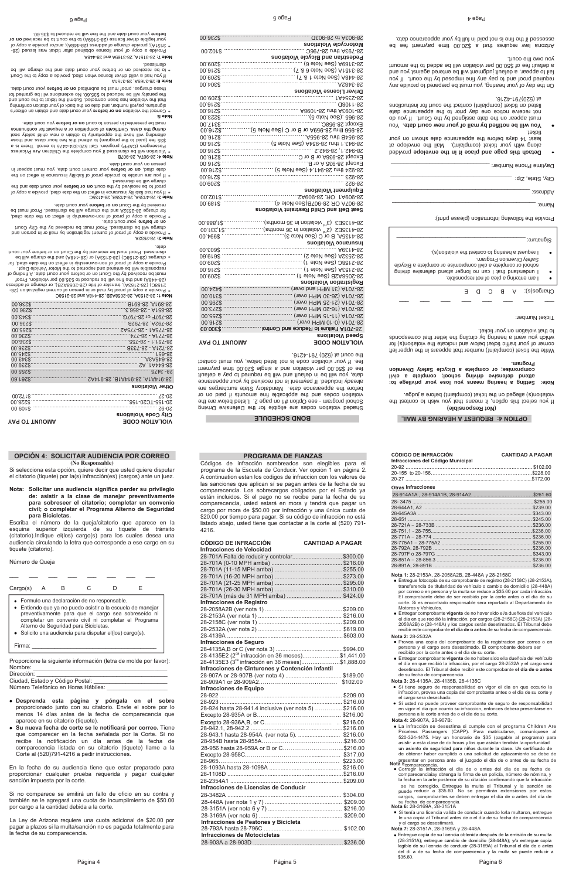## OPTION 4: REQUEST A HEARING BY MAIL

**(Not Responsible)**

If you select this option, it means that you wish to contest the violation(s) alleged on the ticket (complaint) before a judge.

**Note: Setting a hearing means you lose your privilege to: attend defensive driving school; complete a civil compromise; or complete a Bicycle Safety Diversion Program.**

Write the ticket (complaint) number that appears in the upper left corner of your traffic ticket below and indicate the violation(s) for which you want a hearing by circling the letter that corresponds to that violation on your ticket.

Ticket Number: ___ ___ ___ ___ ___ ___ ___ ___

Charges(s): A B C D E

- I am entering a plea of not responsible.
- I understand that I can no longer attend defensive driving school or complete a civil compromise or complete a Bicycle Safety Diversion Program.
- I request a hearing to contest the violation(s).

Signature: ______________________________

Provide the following information (please print):

Name: ______________________________

Address: ______________________________

City, State, Zip: ______________________________

Daytime Phone Number: ______________________________

- **Detach this page and place it in the envelope provided** along with your ticket (complaint). Mail the envelope at least 14 days before the appearance date shown on your ticket.
- **You will be notified by mail of your new court date.** You must appear on the date assigned by the Court. If you do not receive notice one day prior to the appearance date listed on ticket (complaint) contact the court for instructions at (520)791-4216.

On the day of your hearing, you must be prepared to provide any required proof and to pay any fine imposed by the court. If you fail to appear, a default judgment will be entered against you and a default fee of $50.00 per violation will be added to the amount you owe the court.

Arizona law requires that a $20.00 time payment fee be assessed if the fine is not paid in full by your appearance date.

## BOND SCHEDULE

Shaded violation codes are eligible for the Defensive Driving School program - see Option #1 on page 2. Listed below are the violation codes with the applicable fine amounts if paid on or before the appearance date. Mandatory State surcharges are already included. If payment is not received by your appearance date, you will be in default and will be required to pay a default fee of $50.00 per violation and a single $20.00 time payment fee. If your violation code is not listed below, you must contact the court at (520) 791-4216.

| VIOLATION CODE | AMOUNT TO PAY |
|---|---|
| **Speed Violations** | |
| 28-701A Failure to Reduce and Control | $300.00 |
| 28-701A (0-10 MPH over) | $216.00 |
| 28-701A (11-15 MPH over) | $255.00 |
| 28-701A (16-20 MPH over) | $273.00 |
| 28-701A (21-25 MPH over) | $295.00 |
| 28-701A (26-30 MPH over) | $310.00 |
| 28-701A (31 MPH and over) | $424.00 |
| **Registration Violations** | |
| 28-2058A2B (See Note 1) | $209.00 |
| 28-2153A (See Note 1) | $216.00 |
| 28-2158C (See Note 1) | $209.00 |
| 28-2532A (See Note 2) | $619.00 |
| 28-4139A | $603.00 |
| **Insurance Violations** | |
| 28-4135A, B or C (See Note 3) | $994.00 |
| 28-4135E2 (2nd violation in 36 months) | $1,441.00 |
| 28-4135E3 (3rd violation in 36 months) | $1,888.00 |
| **Seat Belt and Child Restraint Violations** | |
| 28-907A OR 28-907B (See Note 4) | $189.00 |
| 28-909A1 OR 28-909A2 | $102.00 |
| **Equipment Violations** | |
| 28-922 | $209.00 |
| 28-923 | $216.00 |
| 28-924 thru 28-941.4 (See Note 5) | $216.00 |
| Except 28-935A or B | $216.00 |
| Except 28-936A,B, or C | $216.00 |
| 28-942.1, 28-942.2 | $216.00 |
| 28-943.1 thru 28-954A (See Note 5) | $216.00 |
| 28-954B thru 28-955A | $216.00 |
| 28-956 thru 28-959A or B or C (See Note 5) | $216.00 |
| Except 28-958C | $317.00 |
| 28-965 (See Note 5) | $223.00 |
| 28-1093A thru 28-1098A | $216.00 |
| 28-1108D | $216.00 |
| 28-2354A1 | $209.00 |
| **Driver License Violations** | |
| 28-3482A | $304.00 |
| 28-448A (See Note 1 & 7) | $209.00 |
| 28-3151A (See Note 6 & 7) | $209.00 |
| 28-3169A (See Note 6) | $209.00 |
| **Pedestrian and Bicycle Violations** | |
| 28-793A thru 28-796C | $102.00 |
| **Motorcycle Violations** | |
| 28-903A to 28-903D | $236.00 |

| VIOLATION CODE | AMOUNT TO PAY |
|---|---|
| **City Code Violations** | |
| 20-92 | $102.00 |
| 20-155 to 20-156 | $228.00 |
| 20-27 | $172.00 |
| **Other Violations** | |
| 28-914A1A, 28-914A1B, 28-914A2 | $261.60 |
| 28-3475 | $255.00 |
| 28-644A1, A2 | $239.00 |
| 28-645A3A | $343.00 |
| 28-651 | $245.00 |
| 28-721A - 28-733B | $236.00 |
| 28-751.1 - 28-755 | $236.00 |
| 28-771A - 28-774 | $236.00 |
| 28-775A1 - 28-775A2 | $255.00 |
| 28-792A, 28-792B | $236.00 |
| 28-797F or 28-797G | $343.00 |
| 28-851A - 28-856.3 | $236.00 |
| 28-891A, 28-891B | $236.00 |

**Note 1:** 28-2153A, 28-2058A2B, 28-448A and 28-2158C
- Provide a copy of proof by mail or in person of current registration (28-2153A), transfer of title (28-2058A2B), or change of address (28-448A) and the fine will be reduced to $35.60 per violation. Proof must be received by the Court on or before your court date. A finding of responsible will be entered and reported to the Motor Vehicle Dept.
- Provide a copy of proof of non-ownership in effect on the date cited, for charges (28-2158C) (28-2153A) (28-2058A2B) (28-448A) and the charge will be dismissed. Proof must be submitted to the Court **on or before** your court date.

**Note 2:** 28-2532A
- Provide a copy of proof of current registration by mail or in person and the charge will be dismissed. Proof must be received by the City Court **on or before** your court date.
- Provide a copy of proof of non-ownership in effect on the date cited, for charge 28-2532A and the charge will be dismissed. Proof must be received by the court **on or before** your court date.

**Note 3:** 28-4135A, 28-4135B, 28-4135C
- If you had liability insurance in effect on the date cited, provide a copy of proof to be received by the court **on or before** your court date and the charge will be dismissed.
- If you are unable to provide proof of liability insurance in effect on the date cited, **on or before** your current court date, you must appear in person on your court date.

**Note 4:** 28-907A, 28-907B
- Violation will be dismissed if you complete the Children Are Priceless Passengers (CAPP) program. Call 520-324-4475 to enroll. There is a $35 fee (payable to the program) to attend this two hour class and those attending will have the opportunity to obtain a new child safety seat during the class. Certificate of completion or a request for continuance must be presented in person to court **on or before** your court date.

**Note 5:**
- Correct the violation **on or before** your court date and obtain an officer's signature, payroll number, and date on the back of your citation confirming that the violation has been corrected. Submit the ticket to the court and the penalty will be reduced to $35.60. No extensions will be granted for these charges, proof must be submitted **on or before** your court date.

**Note 6:** 28-3169A, 28-3151A
- If you had a valid driver license when cited, provide a copy to the Court to be received on or before your court date and the charge will be dismissed.

**Note 7:** 28-3151A, 28-3169A and 28-448A
- Provide a copy of your license obtained after ticket was issued (28-3151A); provide change of address (28-448A); and/or provide a copy of your legible driver license (28-3169A) to the court to be received **on or before** your court date and the fine will be reduced to $35.60.

## OPCIÓN 4: SOLICITAR AUDIENCIA POR CORREO

**(No Responsable)**

Si selecciona esta opción, quiere decir que usted quiere disputar el citatorio (tiquete) por la(s) infracción(es) (cargos) ante un juez.

**Nota: Solicitar una audiencia significa perder su privilegio de: asistir a la clase de manejar preventivamente para sobreseer el citatorio; completar un convenio civil; o completar el Programa Alterno de Seguridad para Bicicletas.**

Escriba el número de la queja/citatorio que aparece en la esquina superior izquierda de su tiquete de tránsito (citatorio).Indique el(los) cargo(s) para los cuales desea una audiencia circulando la letra que corresponde a ese cargo en su tiquete (citatorio).

Número de Queja

___ ___ ___ ___ ___ ___ ___ ___

Cargo(s) A B C D E

- Formulo una declaración de no responsable.
- Entiendo que ya no puedo asistir a la escuela de manejar preventivamente para que el cargo sea sobreseído ni completar un convenio civil ni completar el Programa Alterno de Seguridad para Bicicletas.
- Solicito una audiencia para disputar el(los) cargo(s).

Firma: ______________________________

Proporcione la siguiente información (letra de molde por favor):

Nombre: ______________________________

Dirección: ______________________________

Ciudad, Estado y Código Postal: ______________________________

Número Telefónico en Horas Hábiles: ______________________________

- **Desprenda esta página y póngala en el sobre** proporcionado junto con su citatorio. Envíe el sobre por lo menos 14 días antes de la fecha de comparecencia que aparece en su citatorio (tiquete).
- **Su nueva fecha de corte se le notificará por correo.** Tiene que comparecer en la fecha señalada por la Corte. Si no recibe la notificación un día antes de la fecha de comparecencia listada en su citatorio (tiquete) llame a la Corte al (520)791-4216 a pedir instrucciones.

En la fecha de su audiencia tiene que estar preparado para proporcionar cualquier prueba requerida y pagar cualquier sanción impuesta por la corte.

Si no comparece se emitirá un fallo de oficio en su contra y también se le agregará una cuota de incumplimiento de $50.00 por cargo a la cantidad debida a la corte.

La Ley de Arizona requiere una cuota adicional de $20.00 por pagar a plazos si la multa/sanción no es pagada totalmente para la fecha de su comparecencia.

## PROGRAMA DE FIANZAS

Códigos de infracción sombreados son elegibles para el programa de la Escuela de Conducir. Ver opción 1 en página 2. A continuation estan los codigos de infraccion con los valores de las sanciones que aplican si se pagan antes de la fecha de su comparecencia. Los sobrecargos obligados por el Estado ya estan incluidos. Si el pago no se recibe para la fecha de su comparecencia, usted estará en mora y tendrá que pagar un cargo por mora de $50.00 por infracción y una única cuota de $20.00 por tiempo para pagar. Si su código de infracción no está listado abajo, usted tiene que contactar a la corte al (520) 791-4216.

| CÓDIGO DE INFRACCIÓN | CANTIDAD A PAGAR |
|---|---|
| **Infracciones de Velocidad** | |
| 28-701A Falta de reducir y controlar | $300.00 |
| 28-701A (0-10 MPH arriba) | $216.00 |
| 28-701A (11-15 MPH arriba) | $255.00 |
| 28-701A (16-20 MPH arriba) | $273.00 |
| 28-701A (21-25 MPH arriba) | $295.00 |
| 28-701A (26-30 MPH arriba) | $310.00 |
| 28-701A (más de 31 MPH arriba) | $424.00 |
| **Infracciones de Registro** | |
| 28-2058A2B (ver nota 1) | $209.00 |
| 28-2153A (ver nota 1) | $216.00 |
| 28-2158C (ver nota 1) | $209.00 |
| 28-2532A (ver nota 2) | $619.00 |
| 28-4139A | $603.00 |
| **Infracciones de Seguro** | |
| 28-4135A,B or C (ver nota 3) | $994.00 |
| 28-4135E2 (2da infracción en 36 meses) | $1,441.00 |
| 28-4135E3 (3ra infracción en 36 meses) | $1,888.00 |
| **Infracciones de Cinturones y Contención Infantil** | |
| 28-907A or 28-907B (ver nota 4) | $189.00 |
| 28-909A1 or 28-909A2 | $102.00 |
| **Infracciones de Equipo** | |
| 28-922 | $209.00 |
| 28-923 | $216.00 |
| 28-924 hasta 28-941.4 inclusive (ver nota 5) | $216.00 |
| Excepto 28-935A or B | $216.00 |
| Excepto 28-936A,B, or C | $216.00 |
| 28-942.1, 28-942.2 | $216.00 |
| 28-943.1 hasta 28-954A (ver nota 5) | $216.00 |
| 28-954B hasta 28-955A | $216.00 |
| 28-956 hasta 28-959A or B or C | $216.00 |
| Excepto 28-958C | $317.00 |
| 28-965 | $223.00 |
| 28-1093A hasta 28-1098A | $216.00 |
| 28-1108D | $216.00 |
| 28-2354A1 | $209.00 |
| **Infracciones de Licencias de Conducir** | |
| 28-3482A | $304.00 |
| 28-448A (ver nota 1 y 7) | $209.00 |
| 28-3151A (ver nota 6 y 7) | $209.00 |
| 28-3169A (ver nota 6) | $209.00 |
| **Infracciones de Peatones y Bicicleta** | |
| 28-793A hasta 28-796C | $102.00 |
| **Infracciones de Motocicletas** | |
| 28-903A a 28-903D | $236.00 |

| CÓDIGO DE INFRACCIÓN | CANTIDAD A PAGAR |
|---|---|
| **Infracciones del Código Municipal** | |
| 20-92 | $102.00 |
| 20-155 to 20-156 | $228.00 |
| 20-27 | $172.00 |
| **Otras Infracciones** | |
| 28-914A1A , 28-914A1B, 28-914A2 | $261.60 |
| 28- 3475 | $255.00 |
| 28-644A1, A2 | $239.00 |
| 28-645A3A | $343.00 |
| 28-651 | $245.00 |
| 28-721A – 28-733B | $236.00 |
| 28-751.1 - 28-755 | $236.00 |
| 28-771A – 28-774 | $236.00 |
| 28-775A1 – 28-775A2 | $255.00 |
| 28-792A, 28-792B | $236.00 |
| 28-797F o 28-797G | $343.00 |
| 28-851A – 28-856.3 | $236.00 |
| 28-891A, 28-891B | $236.00 |

**Nota 1:** 28-2153A, 28-2058A2B, 28-448A y 28-2158C
- Entregue fotocopia de su comprobante de registro (28-2158C) (28-2153A), transferencia de titularidad de vehículo o cambio de domicilio (28-448A) por correo o en persona y la multa se reduce a $35.60 por cada infracción. El comprobante debe ser recibido por la corte antes o el día de su corte. Si es encontrado responsable sera reportado al Departamento de Motores y Vehículos.
- Entregar comprobante **vigente** de no haber sido el/la dueño/a del vehículo el día en que recibió la infracción, por cargos (28-2158C) (28-2153A) (28-2058A2B) o (28-448A) y los cargos serán desestimados. El Tribunal debe recibir este comprobante **el día de o antes** de su fecha de comparecencia.

**Nota 2:** 28-2532A
- Provea una copia del comprobante de la registración por correo o en persona y el cargo sera desestimado. El comprobante debera ser recibido por la corte antes o el dia de su corte.
- Entregar comprobante **vigente** de no haber sido el/la dueño/a del vehículo el día en que recibió la infracción, por el cargo 28-2532A y el cargo será desestimado. El Tribunal debe recibir este comprobante **el día de o antes** de su fecha de comparecencia.

**Nota 3:** 28-4135A, 28-4135B, 28-4135C
- Si tiene seguro de responsabilidad en vigor el día en que ocurrio la infraccion, provea una copia del comprobante antes o el dia de su corte y el cargo sera desechado.
- Si usted no puede proveer comprobante de seguro de responsabilidad en vigor el dia que ocurrio su infracción, entonces deberá presentarse en persona a la corte antes de o el dia de su corte.

**Nota 4:** 28-907A, 28-907B:
- La infracción se desestima si cumple con el programa Children Are Priceless Passengers (CAPP). Para matricularse, comuníquese al 520-324-4475. Hay un honorario de $35 (pagable al programa) para asistir a esta clase de dos horas y los que asistan tendrán la oportunidad de obtener un **asiento de seguridad para niños durante la clase**. Un certificado de de obtener haber cumplido o una solicitud de aplazamiento se debe de presentar en persona ante el juzgado el día de o antes de su fecha de comparecencia.

**Nota 5:**
- Corregir la infracción el día de o antes del día de su fecha de comparecenciaiay obtenga la firma de un policía, número de nómina, y la fecha en la arte posterior de su citación confirmando que la infracción se ha corregido. Entregue la multa al Tribunal y la sanción se puede reducir a $35.60. No se permitirán extensiones por estos cargos, comprobantes se deben entregar el día de o antes del día de su fecha de comparecencia.

**Nota 6:** 28-3169A, 28-3151A
- Si tenía una licencia valida de conducir cuando lo/la multaron, entregue la una copia al Tribunal antes de o el día de su fecha de comparecencia y el cargo se desestimará.

**Nota 7:** 28-3151A, 28-3169A y 28-448A
- Entregue copia de su licencia obtenida después de la emisión de su multa (28-3151A); entregue cambio de domicilio (28-448A); y/o entregue copia legible de su licencia de conducir (28-3169A) al Tribunal el día de o antes del día de su fecha de comparecencia y la multa se puede reducir a $35.60.